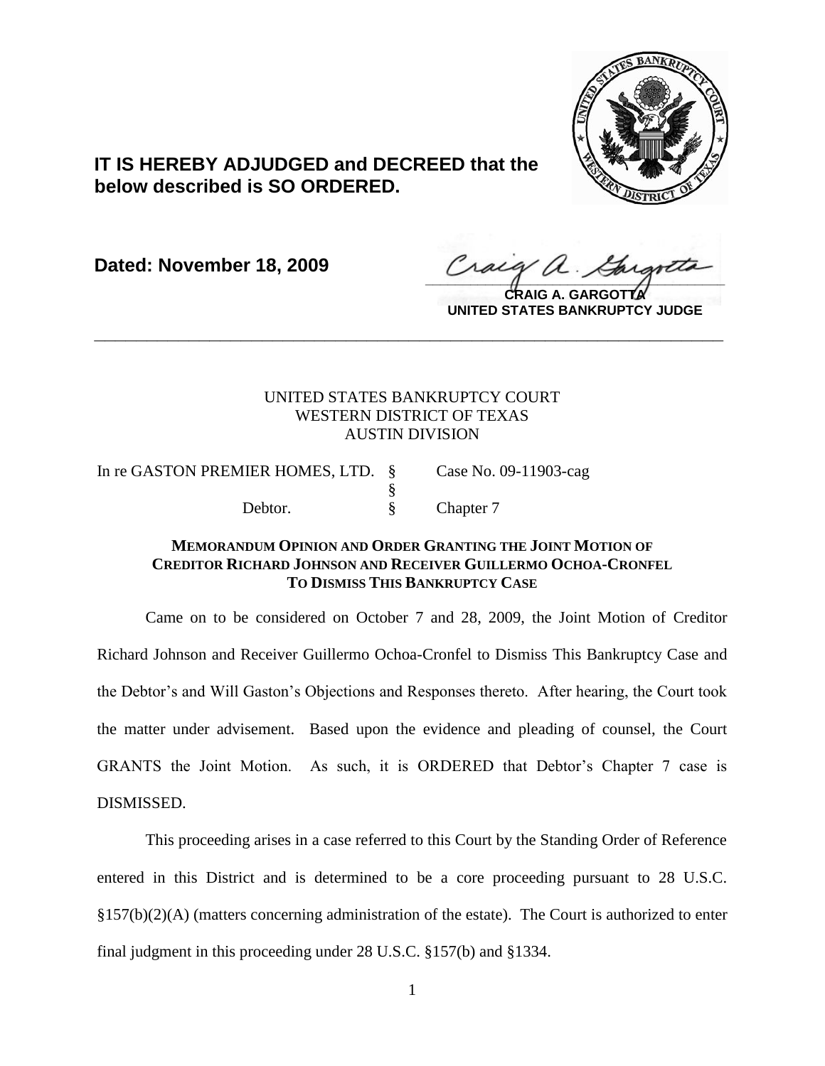**IT IS HEREBY ADJUDGED and DECREED that the below described is SO ORDERED.**

**Dated: November 18, 2009**

**CRAIG A. GARGOTTA**
**UNITED STATES BANKRUPTCY JUDGE**

---

UNITED STATES BANKRUPTCY COURT
WESTERN DISTRICT OF TEXAS
AUSTIN DIVISION

| | | |
|---|---|---|
| In re GASTON PREMIER HOMES, LTD. | § | Case No. 09-11903-cag |
| | § | |
| Debtor. | § | Chapter 7 |

**MEMORANDUM OPINION AND ORDER GRANTING THE JOINT MOTION OF CREDITOR RICHARD JOHNSON AND RECEIVER GUILLERMO OCHOA-CRONFEL TO DISMISS THIS BANKRUPTCY CASE**

Came on to be considered on October 7 and 28, 2009, the Joint Motion of Creditor Richard Johnson and Receiver Guillermo Ochoa-Cronfel to Dismiss This Bankruptcy Case and the Debtor's and Will Gaston's Objections and Responses thereto. After hearing, the Court took the matter under advisement. Based upon the evidence and pleading of counsel, the Court GRANTS the Joint Motion. As such, it is ORDERED that Debtor's Chapter 7 case is DISMISSED.

This proceeding arises in a case referred to this Court by the Standing Order of Reference entered in this District and is determined to be a core proceeding pursuant to 28 U.S.C. §157(b)(2)(A) (matters concerning administration of the estate). The Court is authorized to enter final judgment in this proceeding under 28 U.S.C. §157(b) and §1334.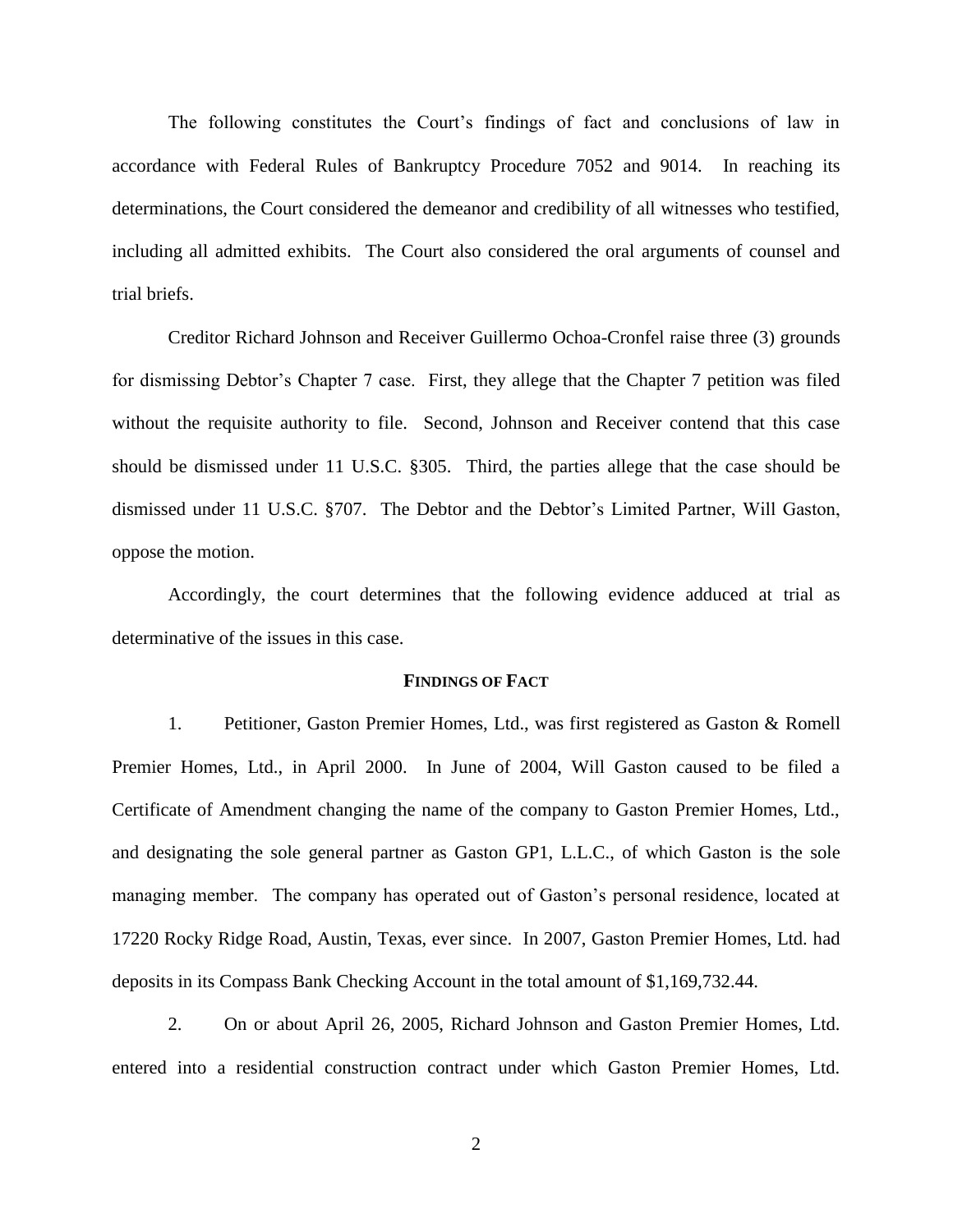The following constitutes the Court's findings of fact and conclusions of law in accordance with Federal Rules of Bankruptcy Procedure 7052 and 9014. In reaching its determinations, the Court considered the demeanor and credibility of all witnesses who testified, including all admitted exhibits. The Court also considered the oral arguments of counsel and trial briefs.

Creditor Richard Johnson and Receiver Guillermo Ochoa-Cronfel raise three (3) grounds for dismissing Debtor's Chapter 7 case. First, they allege that the Chapter 7 petition was filed without the requisite authority to file. Second, Johnson and Receiver contend that this case should be dismissed under 11 U.S.C. §305. Third, the parties allege that the case should be dismissed under 11 U.S.C. §707. The Debtor and the Debtor's Limited Partner, Will Gaston, oppose the motion.

Accordingly, the court determines that the following evidence adduced at trial as determinative of the issues in this case.

## FINDINGS OF FACT

1. Petitioner, Gaston Premier Homes, Ltd., was first registered as Gaston & Romell Premier Homes, Ltd., in April 2000. In June of 2004, Will Gaston caused to be filed a Certificate of Amendment changing the name of the company to Gaston Premier Homes, Ltd., and designating the sole general partner as Gaston GP1, L.L.C., of which Gaston is the sole managing member. The company has operated out of Gaston's personal residence, located at 17220 Rocky Ridge Road, Austin, Texas, ever since. In 2007, Gaston Premier Homes, Ltd. had deposits in its Compass Bank Checking Account in the total amount of $1,169,732.44.

2. On or about April 26, 2005, Richard Johnson and Gaston Premier Homes, Ltd. entered into a residential construction contract under which Gaston Premier Homes, Ltd.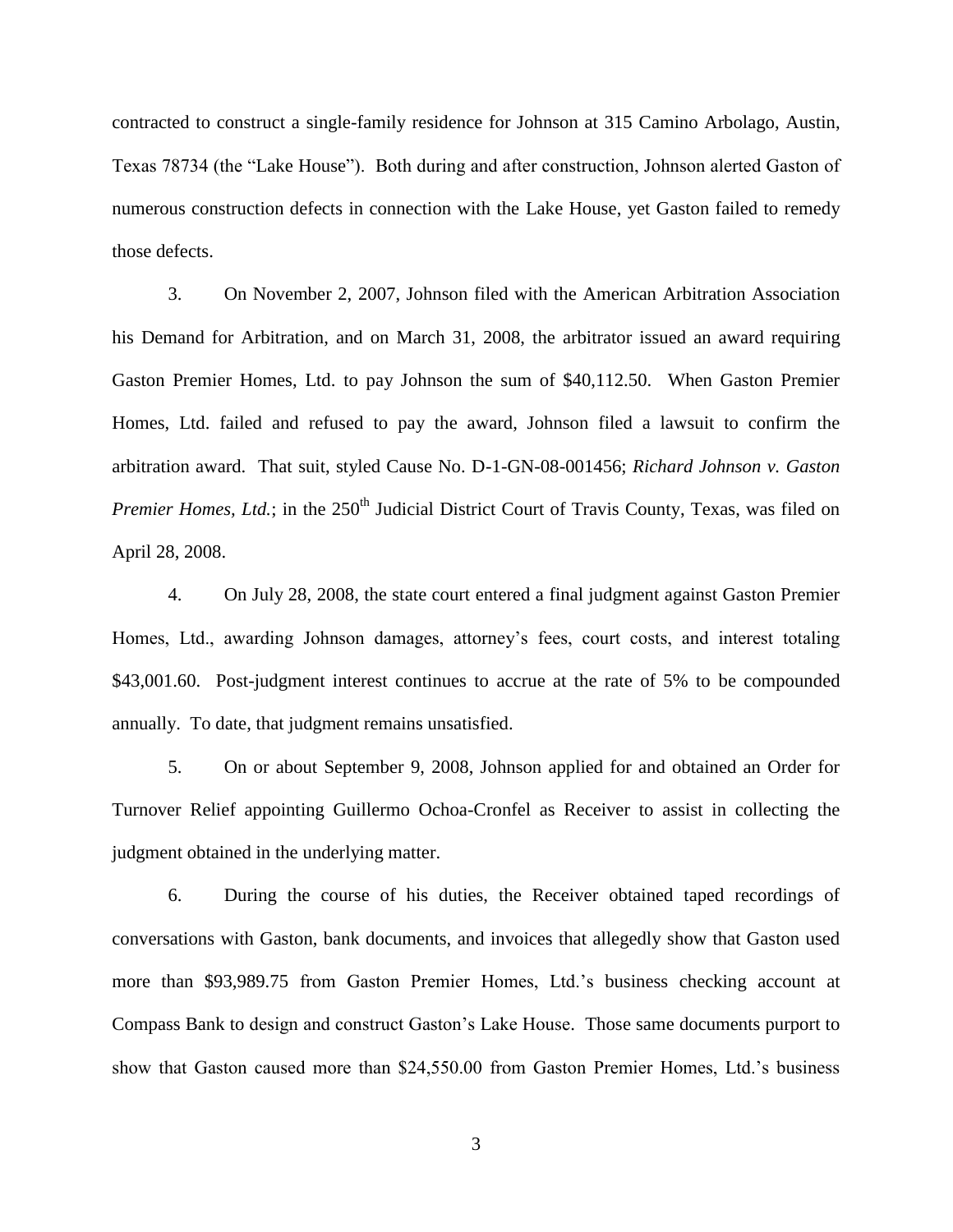contracted to construct a single-family residence for Johnson at 315 Camino Arbolago, Austin, Texas 78734 (the "Lake House"). Both during and after construction, Johnson alerted Gaston of numerous construction defects in connection with the Lake House, yet Gaston failed to remedy those defects.

3. On November 2, 2007, Johnson filed with the American Arbitration Association his Demand for Arbitration, and on March 31, 2008, the arbitrator issued an award requiring Gaston Premier Homes, Ltd. to pay Johnson the sum of $40,112.50. When Gaston Premier Homes, Ltd. failed and refused to pay the award, Johnson filed a lawsuit to confirm the arbitration award. That suit, styled Cause No. D-1-GN-08-001456; *Richard Johnson v. Gaston Premier Homes, Ltd.*; in the 250th Judicial District Court of Travis County, Texas, was filed on April 28, 2008.

4. On July 28, 2008, the state court entered a final judgment against Gaston Premier Homes, Ltd., awarding Johnson damages, attorney's fees, court costs, and interest totaling $43,001.60. Post-judgment interest continues to accrue at the rate of 5% to be compounded annually. To date, that judgment remains unsatisfied.

5. On or about September 9, 2008, Johnson applied for and obtained an Order for Turnover Relief appointing Guillermo Ochoa-Cronfel as Receiver to assist in collecting the judgment obtained in the underlying matter.

6. During the course of his duties, the Receiver obtained taped recordings of conversations with Gaston, bank documents, and invoices that allegedly show that Gaston used more than $93,989.75 from Gaston Premier Homes, Ltd.'s business checking account at Compass Bank to design and construct Gaston's Lake House. Those same documents purport to show that Gaston caused more than $24,550.00 from Gaston Premier Homes, Ltd.'s business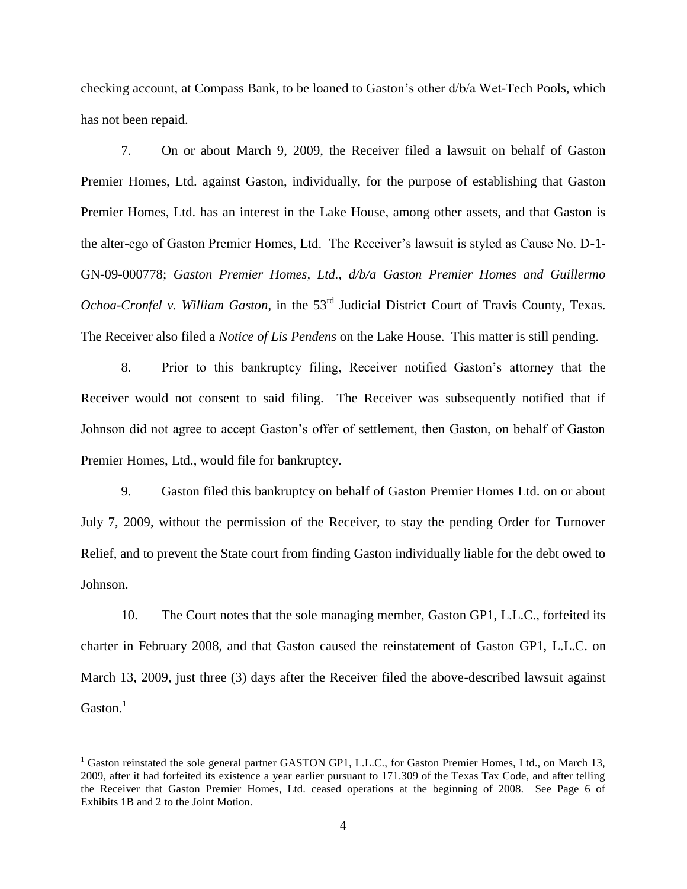checking account, at Compass Bank, to be loaned to Gaston's other d/b/a Wet-Tech Pools, which has not been repaid.

7. On or about March 9, 2009, the Receiver filed a lawsuit on behalf of Gaston Premier Homes, Ltd. against Gaston, individually, for the purpose of establishing that Gaston Premier Homes, Ltd. has an interest in the Lake House, among other assets, and that Gaston is the alter-ego of Gaston Premier Homes, Ltd. The Receiver's lawsuit is styled as Cause No. D-1-GN-09-000778; *Gaston Premier Homes, Ltd., d/b/a Gaston Premier Homes and Guillermo Ochoa-Cronfel v. William Gaston*, in the 53rd Judicial District Court of Travis County, Texas. The Receiver also filed a *Notice of Lis Pendens* on the Lake House. This matter is still pending.

8. Prior to this bankruptcy filing, Receiver notified Gaston's attorney that the Receiver would not consent to said filing. The Receiver was subsequently notified that if Johnson did not agree to accept Gaston's offer of settlement, then Gaston, on behalf of Gaston Premier Homes, Ltd., would file for bankruptcy.

9. Gaston filed this bankruptcy on behalf of Gaston Premier Homes Ltd. on or about July 7, 2009, without the permission of the Receiver, to stay the pending Order for Turnover Relief, and to prevent the State court from finding Gaston individually liable for the debt owed to Johnson.

10. The Court notes that the sole managing member, Gaston GP1, L.L.C., forfeited its charter in February 2008, and that Gaston caused the reinstatement of Gaston GP1, L.L.C. on March 13, 2009, just three (3) days after the Receiver filed the above-described lawsuit against Gaston.[1]

---

[1] Gaston reinstated the sole general partner GASTON GP1, L.L.C., for Gaston Premier Homes, Ltd., on March 13, 2009, after it had forfeited its existence a year earlier pursuant to 171.309 of the Texas Tax Code, and after telling the Receiver that Gaston Premier Homes, Ltd. ceased operations at the beginning of 2008. See Page 6 of Exhibits 1B and 2 to the Joint Motion.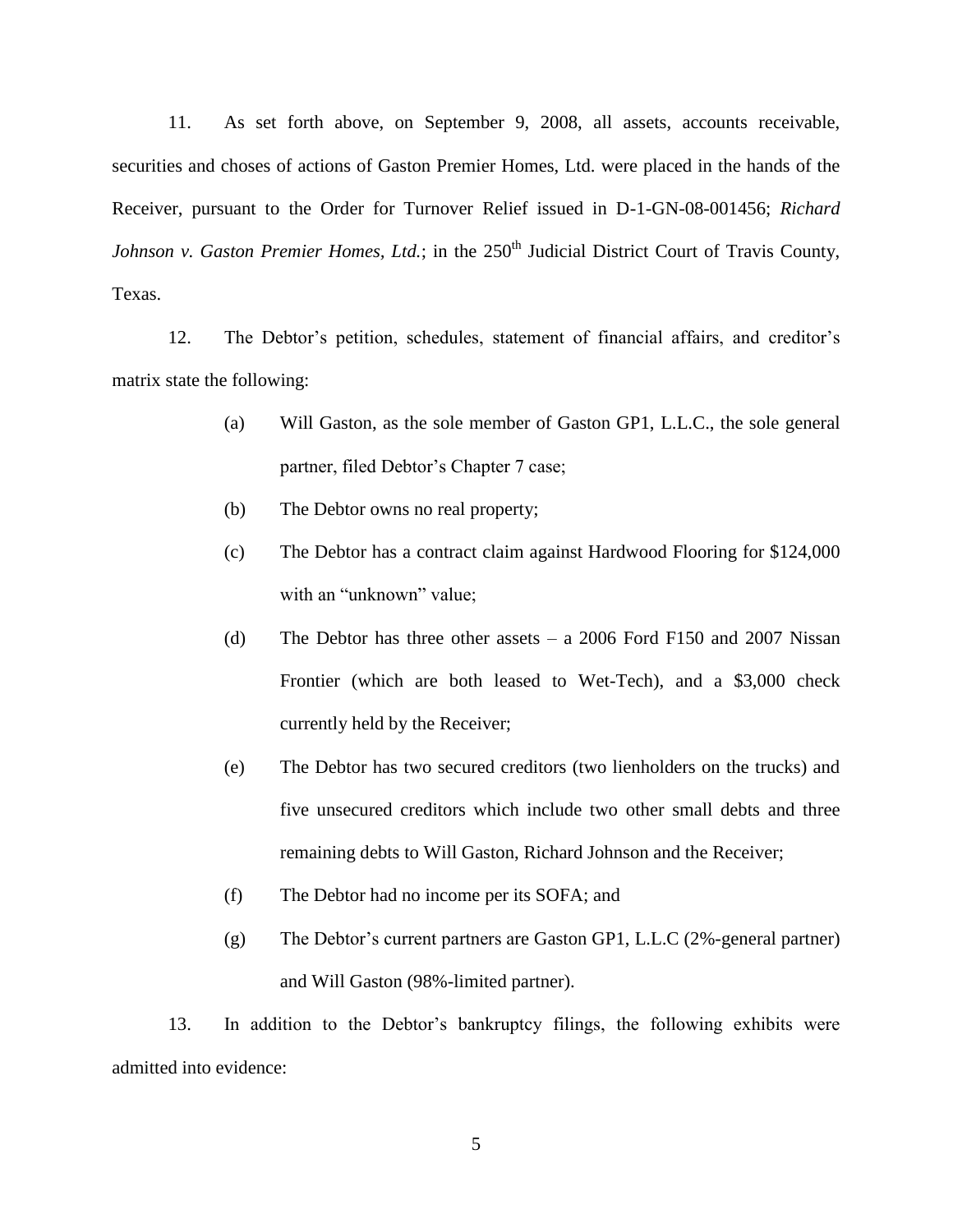11. As set forth above, on September 9, 2008, all assets, accounts receivable, securities and choses of actions of Gaston Premier Homes, Ltd. were placed in the hands of the Receiver, pursuant to the Order for Turnover Relief issued in D-1-GN-08-001456; *Richard Johnson v. Gaston Premier Homes, Ltd.*; in the 250th Judicial District Court of Travis County, Texas.

12. The Debtor's petition, schedules, statement of financial affairs, and creditor's matrix state the following:

(a) Will Gaston, as the sole member of Gaston GP1, L.L.C., the sole general partner, filed Debtor's Chapter 7 case;

(b) The Debtor owns no real property;

(c) The Debtor has a contract claim against Hardwood Flooring for $124,000 with an "unknown" value;

(d) The Debtor has three other assets – a 2006 Ford F150 and 2007 Nissan Frontier (which are both leased to Wet-Tech), and a $3,000 check currently held by the Receiver;

(e) The Debtor has two secured creditors (two lienholders on the trucks) and five unsecured creditors which include two other small debts and three remaining debts to Will Gaston, Richard Johnson and the Receiver;

(f) The Debtor had no income per its SOFA; and

(g) The Debtor's current partners are Gaston GP1, L.L.C (2%-general partner) and Will Gaston (98%-limited partner).

13. In addition to the Debtor's bankruptcy filings, the following exhibits were admitted into evidence: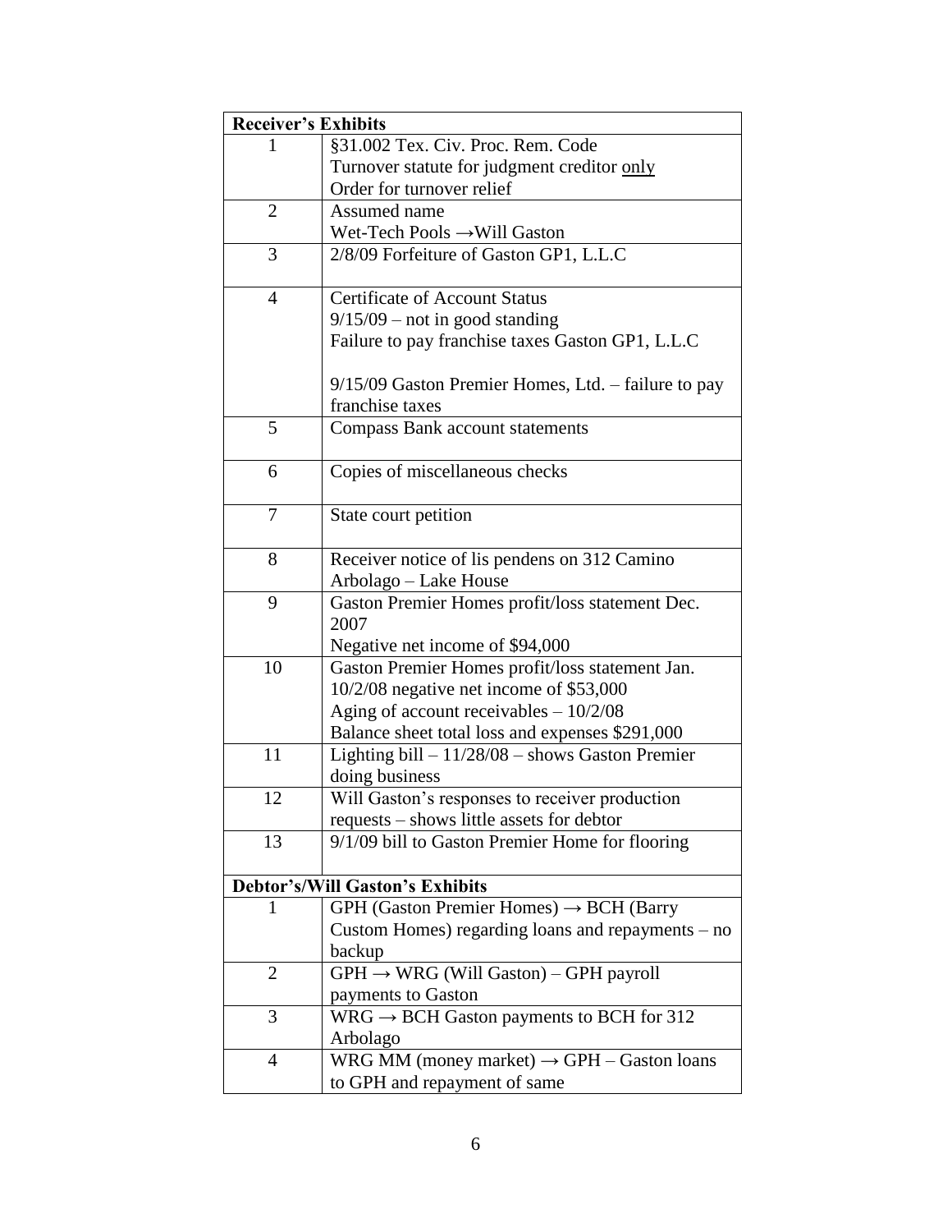| **Receiver's Exhibits** | |
|---|---|
| 1 | §31.002 Tex. Civ. Proc. Rem. Code<br>Turnover statute for judgment creditor <u>only</u><br>Order for turnover relief |
| 2 | Assumed name<br>Wet-Tech Pools →Will Gaston |
| 3 | 2/8/09 Forfeiture of Gaston GP1, L.L.C |
| 4 | Certificate of Account Status<br>9/15/09 – not in good standing<br>Failure to pay franchise taxes Gaston GP1, L.L.C<br><br>9/15/09 Gaston Premier Homes, Ltd. – failure to pay franchise taxes |
| 5 | Compass Bank account statements |
| 6 | Copies of miscellaneous checks |
| 7 | State court petition |
| 8 | Receiver notice of lis pendens on 312 Camino Arbolago – Lake House |
| 9 | Gaston Premier Homes profit/loss statement Dec. 2007<br>Negative net income of $94,000 |
| 10 | Gaston Premier Homes profit/loss statement Jan. 10/2/08 negative net income of $53,000<br>Aging of account receivables – 10/2/08<br>Balance sheet total loss and expenses $291,000 |
| 11 | Lighting bill – 11/28/08 – shows Gaston Premier doing business |
| 12 | Will Gaston's responses to receiver production requests – shows little assets for debtor |
| 13 | 9/1/09 bill to Gaston Premier Home for flooring |
| **Debtor's/Will Gaston's Exhibits** | |
| 1 | GPH (Gaston Premier Homes) → BCH (Barry Custom Homes) regarding loans and repayments – no backup |
| 2 | GPH → WRG (Will Gaston) – GPH payroll payments to Gaston |
| 3 | WRG → BCH Gaston payments to BCH for 312 Arbolago |
| 4 | WRG MM (money market) → GPH – Gaston loans to GPH and repayment of same |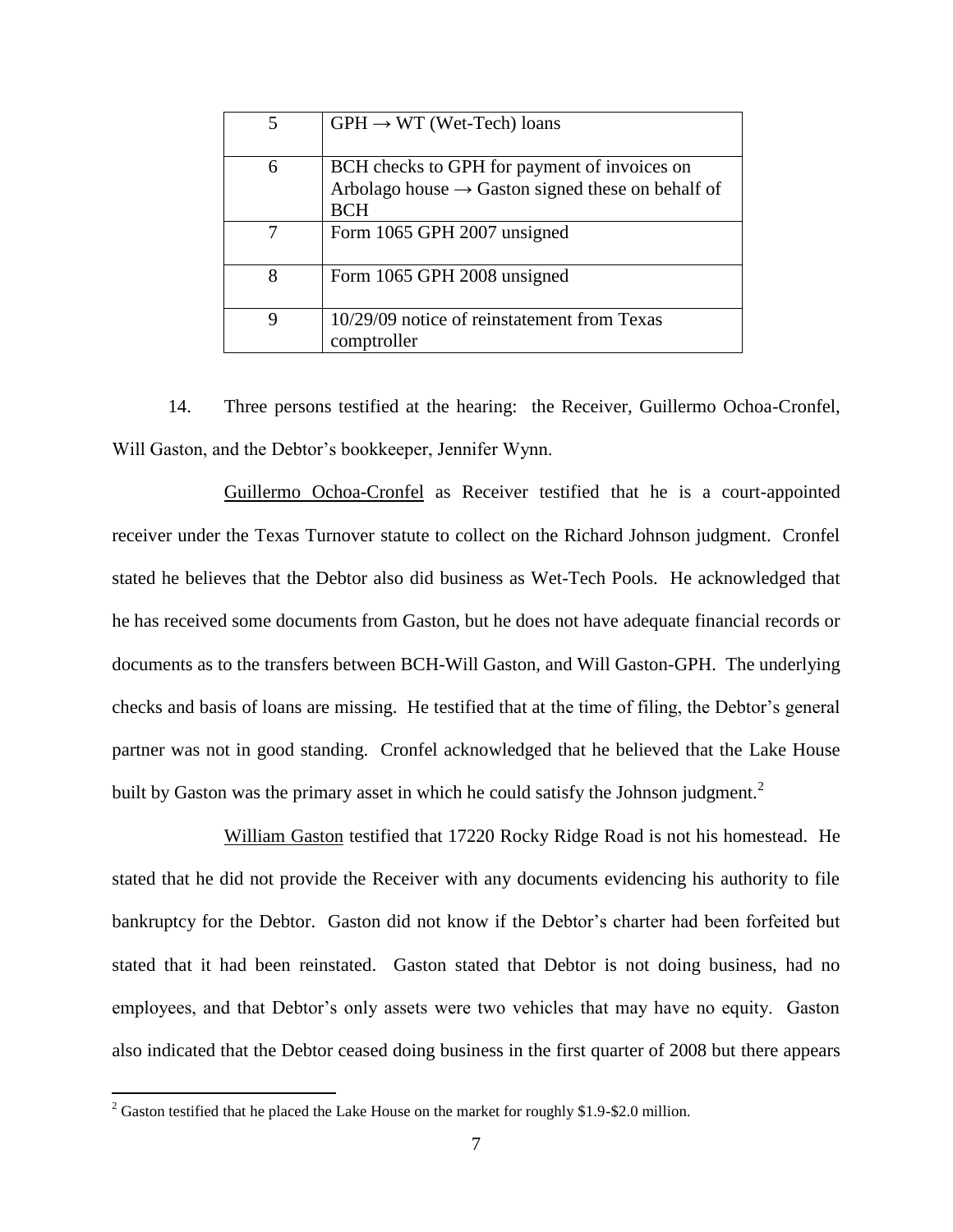| | |
|---|---|
| 5 | GPH → WT (Wet-Tech) loans |
| 6 | BCH checks to GPH for payment of invoices on Arbolago house → Gaston signed these on behalf of BCH |
| 7 | Form 1065 GPH 2007 unsigned |
| 8 | Form 1065 GPH 2008 unsigned |
| 9 | 10/29/09 notice of reinstatement from Texas comptroller |

14. Three persons testified at the hearing: the Receiver, Guillermo Ochoa-Cronfel, Will Gaston, and the Debtor's bookkeeper, Jennifer Wynn.

Guillermo Ochoa-Cronfel as Receiver testified that he is a court-appointed receiver under the Texas Turnover statute to collect on the Richard Johnson judgment. Cronfel stated he believes that the Debtor also did business as Wet-Tech Pools. He acknowledged that he has received some documents from Gaston, but he does not have adequate financial records or documents as to the transfers between BCH-Will Gaston, and Will Gaston-GPH. The underlying checks and basis of loans are missing. He testified that at the time of filing, the Debtor's general partner was not in good standing. Cronfel acknowledged that he believed that the Lake House built by Gaston was the primary asset in which he could satisfy the Johnson judgment.[2]

William Gaston testified that 17220 Rocky Ridge Road is not his homestead. He stated that he did not provide the Receiver with any documents evidencing his authority to file bankruptcy for the Debtor. Gaston did not know if the Debtor's charter had been forfeited but stated that it had been reinstated. Gaston stated that Debtor is not doing business, had no employees, and that Debtor's only assets were two vehicles that may have no equity. Gaston also indicated that the Debtor ceased doing business in the first quarter of 2008 but there appears

[2] Gaston testified that he placed the Lake House on the market for roughly \$1.9-\$2.0 million.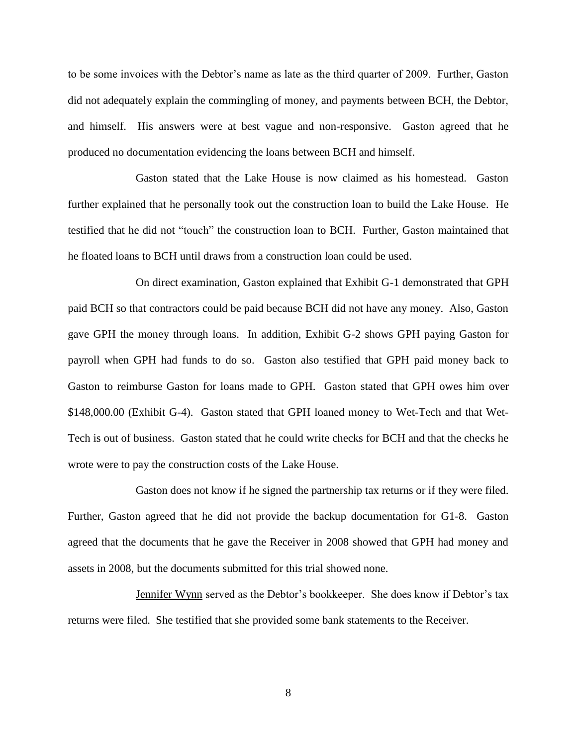to be some invoices with the Debtor's name as late as the third quarter of 2009. Further, Gaston did not adequately explain the commingling of money, and payments between BCH, the Debtor, and himself. His answers were at best vague and non-responsive. Gaston agreed that he produced no documentation evidencing the loans between BCH and himself.

Gaston stated that the Lake House is now claimed as his homestead. Gaston further explained that he personally took out the construction loan to build the Lake House. He testified that he did not "touch" the construction loan to BCH. Further, Gaston maintained that he floated loans to BCH until draws from a construction loan could be used.

On direct examination, Gaston explained that Exhibit G-1 demonstrated that GPH paid BCH so that contractors could be paid because BCH did not have any money. Also, Gaston gave GPH the money through loans. In addition, Exhibit G-2 shows GPH paying Gaston for payroll when GPH had funds to do so. Gaston also testified that GPH paid money back to Gaston to reimburse Gaston for loans made to GPH. Gaston stated that GPH owes him over $148,000.00 (Exhibit G-4). Gaston stated that GPH loaned money to Wet-Tech and that Wet-Tech is out of business. Gaston stated that he could write checks for BCH and that the checks he wrote were to pay the construction costs of the Lake House.

Gaston does not know if he signed the partnership tax returns or if they were filed. Further, Gaston agreed that he did not provide the backup documentation for G1-8. Gaston agreed that the documents that he gave the Receiver in 2008 showed that GPH had money and assets in 2008, but the documents submitted for this trial showed none.

<u>Jennifer Wynn</u> served as the Debtor's bookkeeper. She does know if Debtor's tax returns were filed. She testified that she provided some bank statements to the Receiver.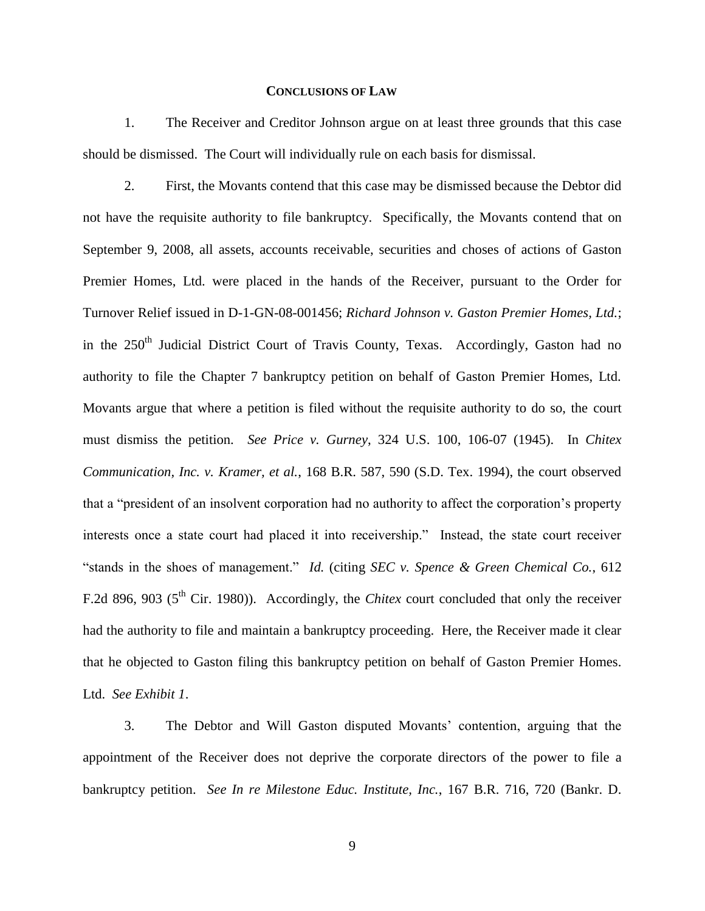## CONCLUSIONS OF LAW

1. The Receiver and Creditor Johnson argue on at least three grounds that this case should be dismissed. The Court will individually rule on each basis for dismissal.

2. First, the Movants contend that this case may be dismissed because the Debtor did not have the requisite authority to file bankruptcy. Specifically, the Movants contend that on September 9, 2008, all assets, accounts receivable, securities and choses of actions of Gaston Premier Homes, Ltd. were placed in the hands of the Receiver, pursuant to the Order for Turnover Relief issued in D-1-GN-08-001456; *Richard Johnson v. Gaston Premier Homes, Ltd.*; in the 250th Judicial District Court of Travis County, Texas. Accordingly, Gaston had no authority to file the Chapter 7 bankruptcy petition on behalf of Gaston Premier Homes, Ltd. Movants argue that where a petition is filed without the requisite authority to do so, the court must dismiss the petition. *See Price v. Gurney*, 324 U.S. 100, 106-07 (1945). In *Chitex Communication, Inc. v. Kramer, et al.*, 168 B.R. 587, 590 (S.D. Tex. 1994), the court observed that a "president of an insolvent corporation had no authority to affect the corporation's property interests once a state court had placed it into receivership." Instead, the state court receiver "stands in the shoes of management." *Id.* (citing *SEC v. Spence & Green Chemical Co.*, 612 F.2d 896, 903 (5th Cir. 1980)). Accordingly, the *Chitex* court concluded that only the receiver had the authority to file and maintain a bankruptcy proceeding. Here, the Receiver made it clear that he objected to Gaston filing this bankruptcy petition on behalf of Gaston Premier Homes. Ltd. *See Exhibit 1*.

3. The Debtor and Will Gaston disputed Movants' contention, arguing that the appointment of the Receiver does not deprive the corporate directors of the power to file a bankruptcy petition. *See In re Milestone Educ. Institute, Inc.*, 167 B.R. 716, 720 (Bankr. D.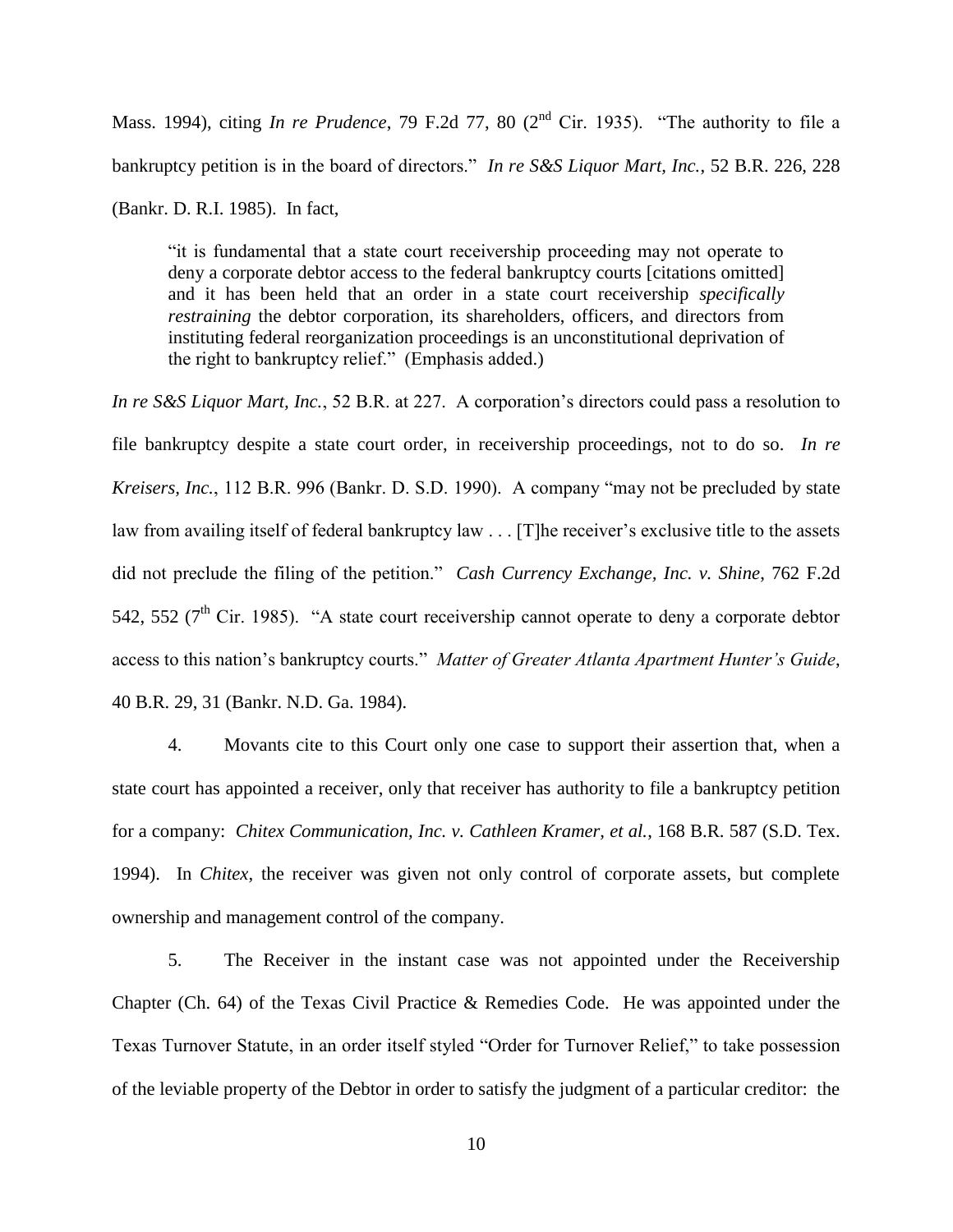Mass. 1994), citing *In re Prudence*, 79 F.2d 77, 80 (2nd Cir. 1935). "The authority to file a bankruptcy petition is in the board of directors." *In re S&S Liquor Mart, Inc.*, 52 B.R. 226, 228 (Bankr. D. R.I. 1985). In fact,

> "it is fundamental that a state court receivership proceeding may not operate to deny a corporate debtor access to the federal bankruptcy courts [citations omitted] and it has been held that an order in a state court receivership *specifically restraining* the debtor corporation, its shareholders, officers, and directors from instituting federal reorganization proceedings is an unconstitutional deprivation of the right to bankruptcy relief." (Emphasis added.)

*In re S&S Liquor Mart, Inc.*, 52 B.R. at 227. A corporation's directors could pass a resolution to file bankruptcy despite a state court order, in receivership proceedings, not to do so. *In re Kreisers, Inc.*, 112 B.R. 996 (Bankr. D. S.D. 1990). A company "may not be precluded by state law from availing itself of federal bankruptcy law . . . [T]he receiver's exclusive title to the assets did not preclude the filing of the petition." *Cash Currency Exchange, Inc. v. Shine*, 762 F.2d 542, 552 (7th Cir. 1985). "A state court receivership cannot operate to deny a corporate debtor access to this nation's bankruptcy courts." *Matter of Greater Atlanta Apartment Hunter's Guide*, 40 B.R. 29, 31 (Bankr. N.D. Ga. 1984).

4. Movants cite to this Court only one case to support their assertion that, when a state court has appointed a receiver, only that receiver has authority to file a bankruptcy petition for a company: *Chitex Communication, Inc. v. Cathleen Kramer, et al.*, 168 B.R. 587 (S.D. Tex. 1994). In *Chitex*, the receiver was given not only control of corporate assets, but complete ownership and management control of the company.

5. The Receiver in the instant case was not appointed under the Receivership Chapter (Ch. 64) of the Texas Civil Practice & Remedies Code. He was appointed under the Texas Turnover Statute, in an order itself styled "Order for Turnover Relief," to take possession of the leviable property of the Debtor in order to satisfy the judgment of a particular creditor: the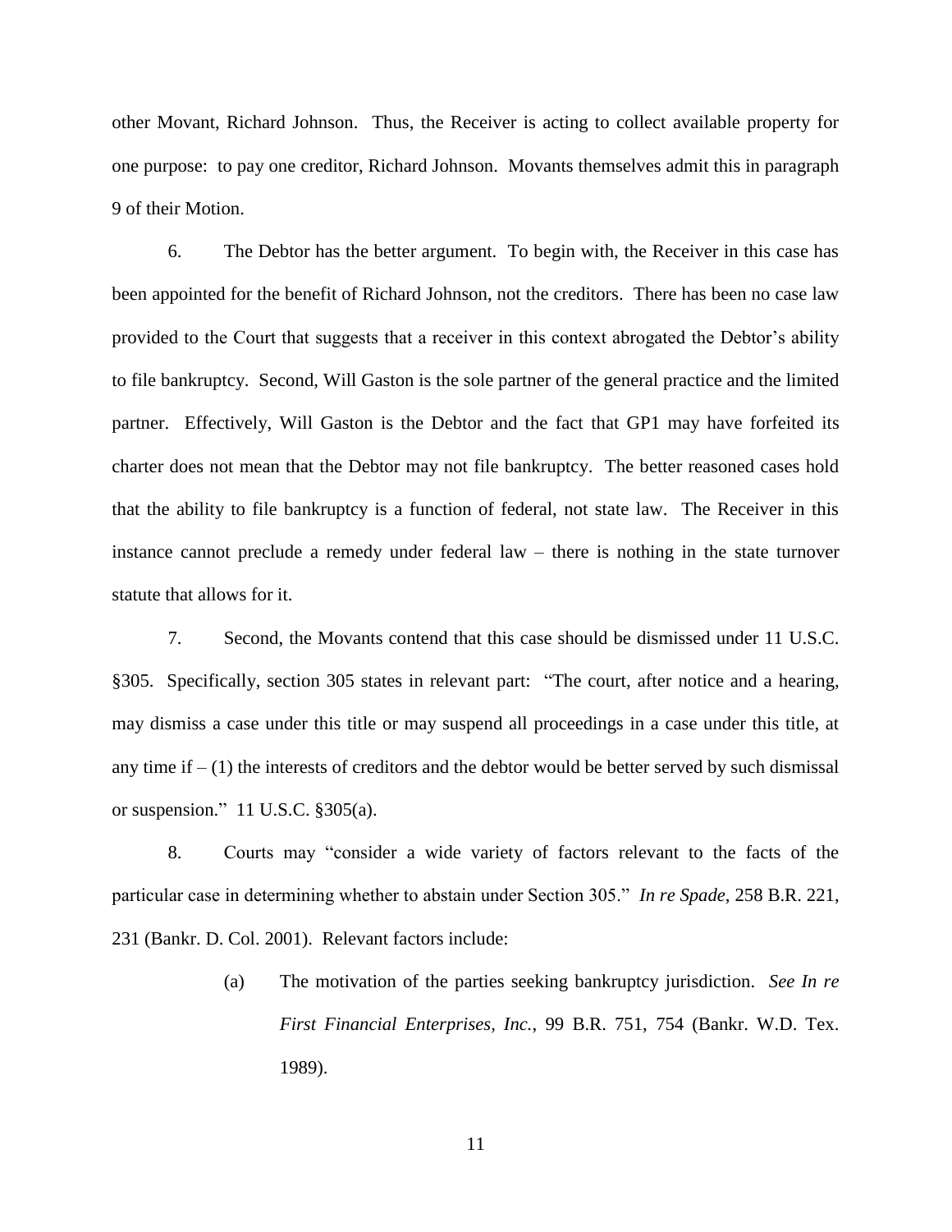other Movant, Richard Johnson. Thus, the Receiver is acting to collect available property for one purpose: to pay one creditor, Richard Johnson. Movants themselves admit this in paragraph 9 of their Motion.

6. The Debtor has the better argument. To begin with, the Receiver in this case has been appointed for the benefit of Richard Johnson, not the creditors. There has been no case law provided to the Court that suggests that a receiver in this context abrogated the Debtor's ability to file bankruptcy. Second, Will Gaston is the sole partner of the general practice and the limited partner. Effectively, Will Gaston is the Debtor and the fact that GP1 may have forfeited its charter does not mean that the Debtor may not file bankruptcy. The better reasoned cases hold that the ability to file bankruptcy is a function of federal, not state law. The Receiver in this instance cannot preclude a remedy under federal law – there is nothing in the state turnover statute that allows for it.

7. Second, the Movants contend that this case should be dismissed under 11 U.S.C. §305. Specifically, section 305 states in relevant part: "The court, after notice and a hearing, may dismiss a case under this title or may suspend all proceedings in a case under this title, at any time if – (1) the interests of creditors and the debtor would be better served by such dismissal or suspension." 11 U.S.C. §305(a).

8. Courts may "consider a wide variety of factors relevant to the facts of the particular case in determining whether to abstain under Section 305." *In re Spade*, 258 B.R. 221, 231 (Bankr. D. Col. 2001). Relevant factors include:

> (a) The motivation of the parties seeking bankruptcy jurisdiction. *See In re First Financial Enterprises, Inc.*, 99 B.R. 751, 754 (Bankr. W.D. Tex. 1989).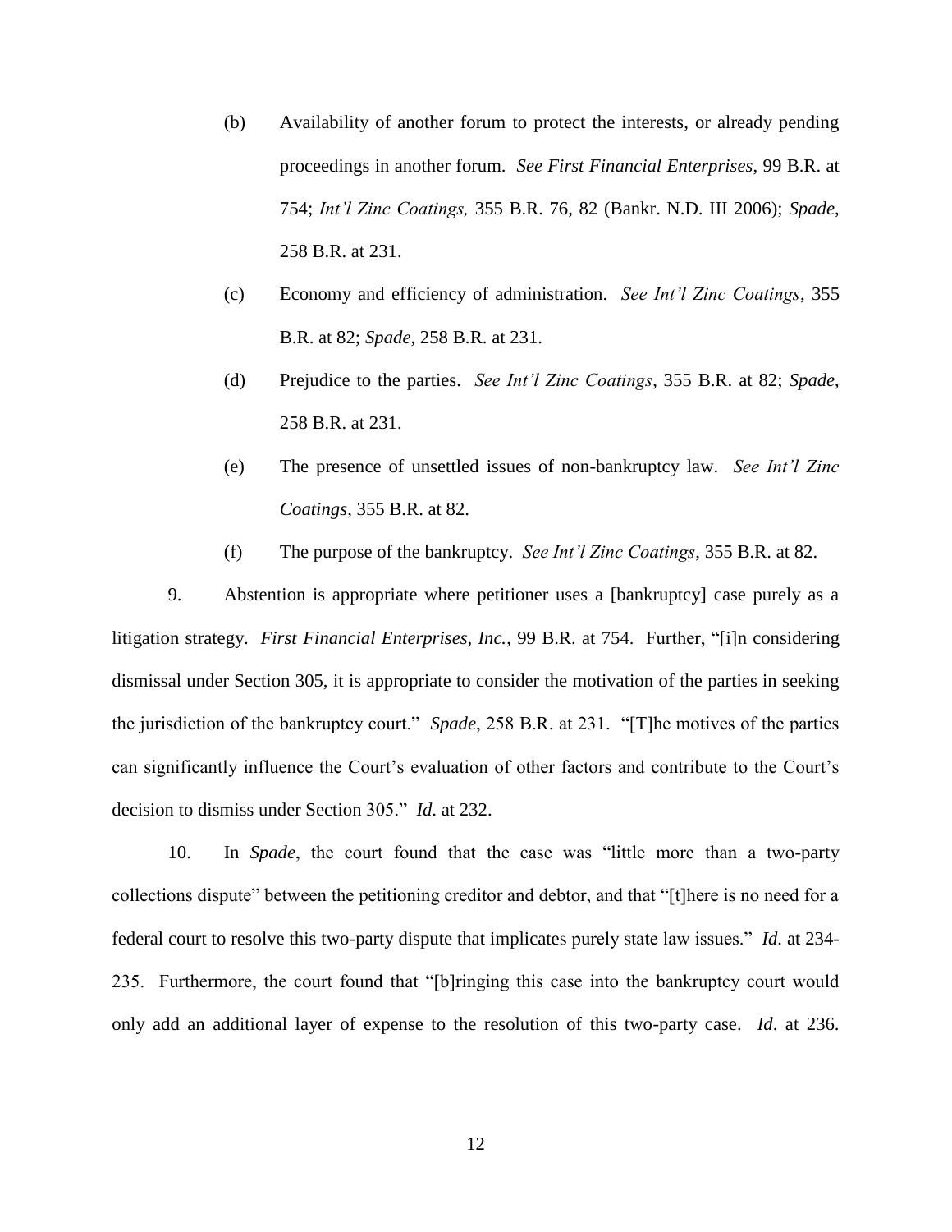(b) Availability of another forum to protect the interests, or already pending proceedings in another forum. *See First Financial Enterprises*, 99 B.R. at 754; *Int'l Zinc Coatings,* 355 B.R. 76, 82 (Bankr. N.D. Ill 2006); *Spade*, 258 B.R. at 231.

(c) Economy and efficiency of administration. *See Int'l Zinc Coatings*, 355 B.R. at 82; *Spade*, 258 B.R. at 231.

(d) Prejudice to the parties. *See Int'l Zinc Coatings*, 355 B.R. at 82; *Spade*, 258 B.R. at 231.

(e) The presence of unsettled issues of non-bankruptcy law. *See Int'l Zinc Coatings*, 355 B.R. at 82.

(f) The purpose of the bankruptcy. *See Int'l Zinc Coatings*, 355 B.R. at 82.

9. Abstention is appropriate where petitioner uses a [bankruptcy] case purely as a litigation strategy. *First Financial Enterprises, Inc.*, 99 B.R. at 754. Further, "[i]n considering dismissal under Section 305, it is appropriate to consider the motivation of the parties in seeking the jurisdiction of the bankruptcy court." *Spade*, 258 B.R. at 231. "[T]he motives of the parties can significantly influence the Court's evaluation of other factors and contribute to the Court's decision to dismiss under Section 305." *Id*. at 232.

10. In *Spade*, the court found that the case was "little more than a two-party collections dispute" between the petitioning creditor and debtor, and that "[t]here is no need for a federal court to resolve this two-party dispute that implicates purely state law issues." *Id*. at 234-235. Furthermore, the court found that "[b]ringing this case into the bankruptcy court would only add an additional layer of expense to the resolution of this two-party case. *Id*. at 236.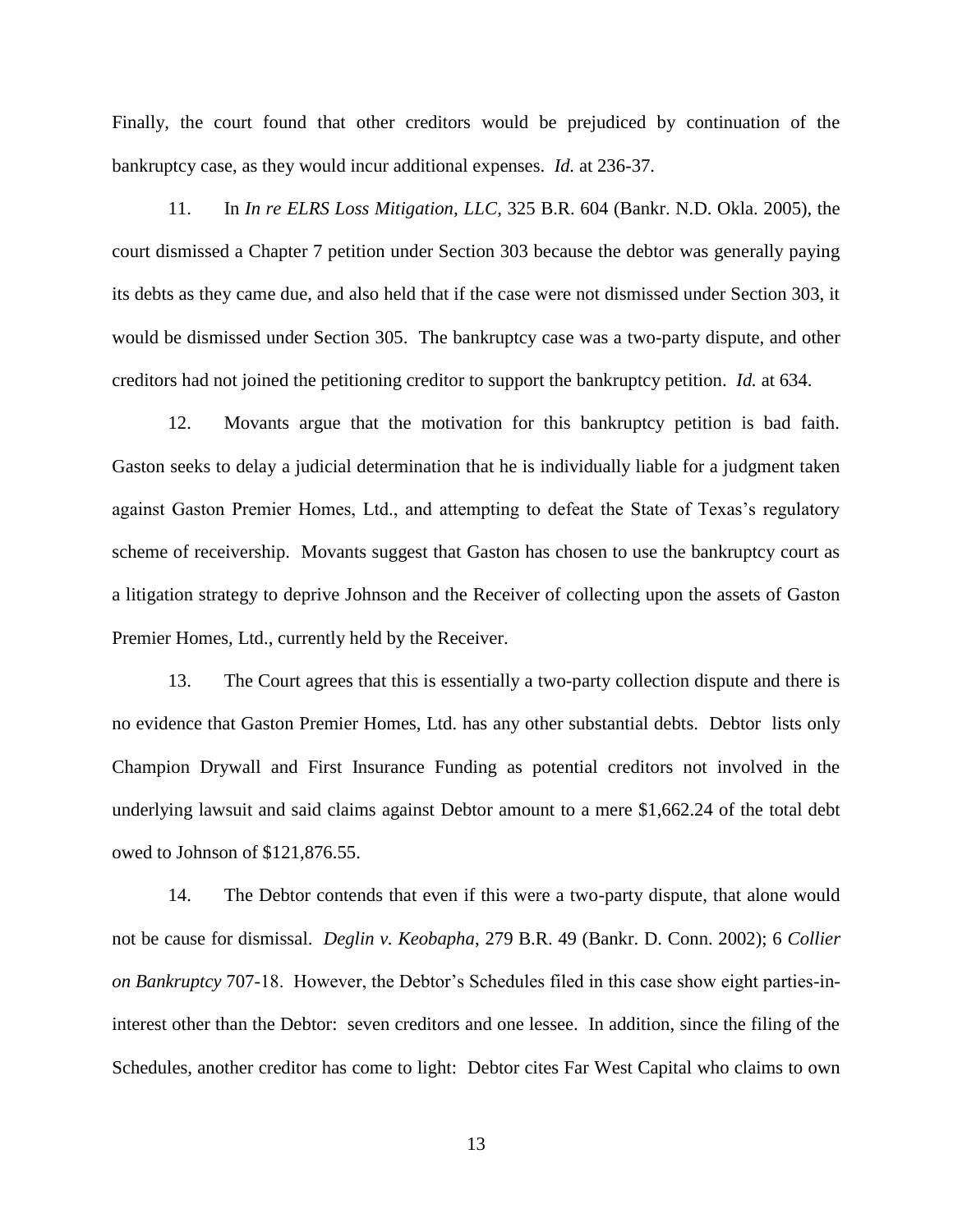Finally, the court found that other creditors would be prejudiced by continuation of the bankruptcy case, as they would incur additional expenses. *Id.* at 236-37.

11. In *In re ELRS Loss Mitigation, LLC*, 325 B.R. 604 (Bankr. N.D. Okla. 2005), the court dismissed a Chapter 7 petition under Section 303 because the debtor was generally paying its debts as they came due, and also held that if the case were not dismissed under Section 303, it would be dismissed under Section 305. The bankruptcy case was a two-party dispute, and other creditors had not joined the petitioning creditor to support the bankruptcy petition. *Id.* at 634.

12. Movants argue that the motivation for this bankruptcy petition is bad faith. Gaston seeks to delay a judicial determination that he is individually liable for a judgment taken against Gaston Premier Homes, Ltd., and attempting to defeat the State of Texas's regulatory scheme of receivership. Movants suggest that Gaston has chosen to use the bankruptcy court as a litigation strategy to deprive Johnson and the Receiver of collecting upon the assets of Gaston Premier Homes, Ltd., currently held by the Receiver.

13. The Court agrees that this is essentially a two-party collection dispute and there is no evidence that Gaston Premier Homes, Ltd. has any other substantial debts. Debtor lists only Champion Drywall and First Insurance Funding as potential creditors not involved in the underlying lawsuit and said claims against Debtor amount to a mere $1,662.24 of the total debt owed to Johnson of $121,876.55.

14. The Debtor contends that even if this were a two-party dispute, that alone would not be cause for dismissal. *Deglin v. Keobapha*, 279 B.R. 49 (Bankr. D. Conn. 2002); 6 *Collier on Bankruptcy* 707-18. However, the Debtor's Schedules filed in this case show eight parties-in-interest other than the Debtor: seven creditors and one lessee. In addition, since the filing of the Schedules, another creditor has come to light: Debtor cites Far West Capital who claims to own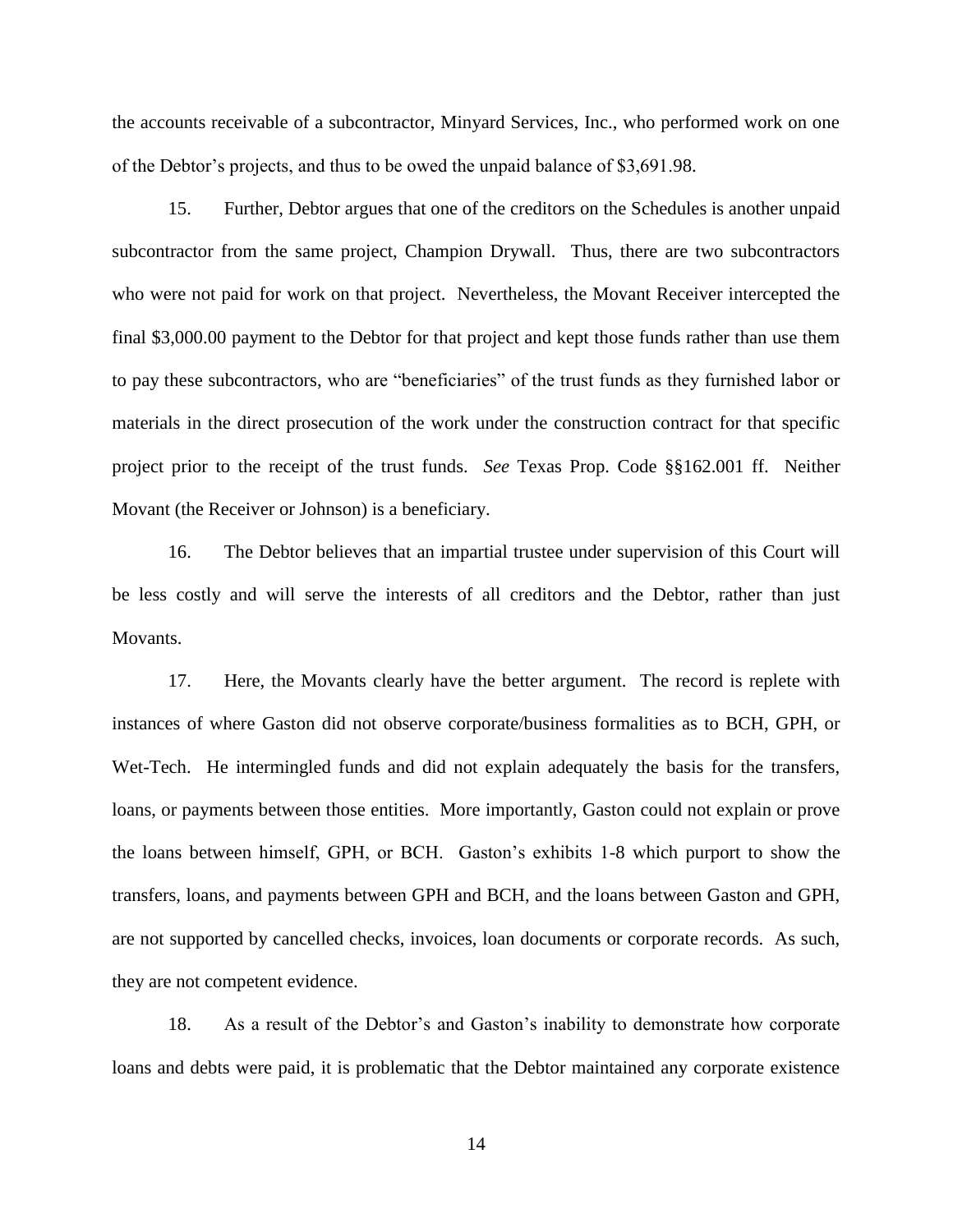the accounts receivable of a subcontractor, Minyard Services, Inc., who performed work on one of the Debtor's projects, and thus to be owed the unpaid balance of $3,691.98.

15. Further, Debtor argues that one of the creditors on the Schedules is another unpaid subcontractor from the same project, Champion Drywall. Thus, there are two subcontractors who were not paid for work on that project. Nevertheless, the Movant Receiver intercepted the final $3,000.00 payment to the Debtor for that project and kept those funds rather than use them to pay these subcontractors, who are "beneficiaries" of the trust funds as they furnished labor or materials in the direct prosecution of the work under the construction contract for that specific project prior to the receipt of the trust funds. *See* Texas Prop. Code §§162.001 ff. Neither Movant (the Receiver or Johnson) is a beneficiary.

16. The Debtor believes that an impartial trustee under supervision of this Court will be less costly and will serve the interests of all creditors and the Debtor, rather than just Movants.

17. Here, the Movants clearly have the better argument. The record is replete with instances of where Gaston did not observe corporate/business formalities as to BCH, GPH, or Wet-Tech. He intermingled funds and did not explain adequately the basis for the transfers, loans, or payments between those entities. More importantly, Gaston could not explain or prove the loans between himself, GPH, or BCH. Gaston's exhibits 1-8 which purport to show the transfers, loans, and payments between GPH and BCH, and the loans between Gaston and GPH, are not supported by cancelled checks, invoices, loan documents or corporate records. As such, they are not competent evidence.

18. As a result of the Debtor's and Gaston's inability to demonstrate how corporate loans and debts were paid, it is problematic that the Debtor maintained any corporate existence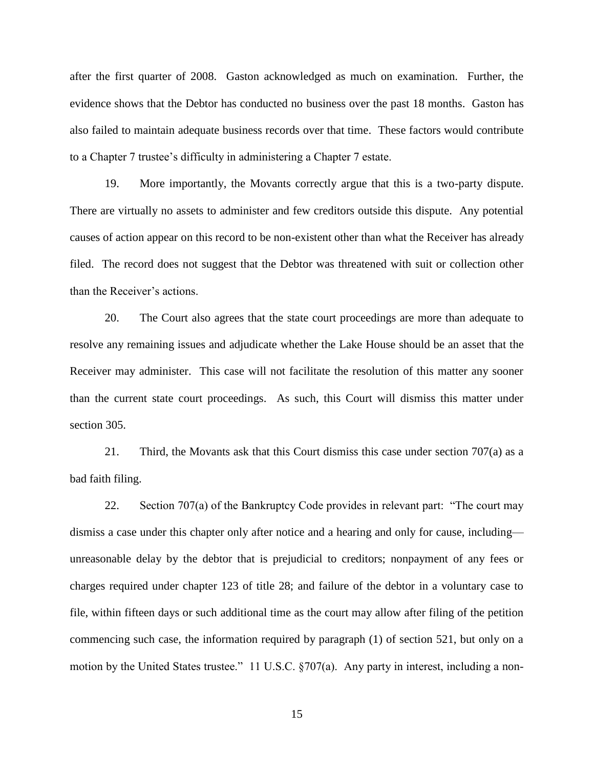after the first quarter of 2008. Gaston acknowledged as much on examination. Further, the evidence shows that the Debtor has conducted no business over the past 18 months. Gaston has also failed to maintain adequate business records over that time. These factors would contribute to a Chapter 7 trustee's difficulty in administering a Chapter 7 estate.

19. More importantly, the Movants correctly argue that this is a two-party dispute. There are virtually no assets to administer and few creditors outside this dispute. Any potential causes of action appear on this record to be non-existent other than what the Receiver has already filed. The record does not suggest that the Debtor was threatened with suit or collection other than the Receiver's actions.

20. The Court also agrees that the state court proceedings are more than adequate to resolve any remaining issues and adjudicate whether the Lake House should be an asset that the Receiver may administer. This case will not facilitate the resolution of this matter any sooner than the current state court proceedings. As such, this Court will dismiss this matter under section 305.

21. Third, the Movants ask that this Court dismiss this case under section 707(a) as a bad faith filing.

22. Section 707(a) of the Bankruptcy Code provides in relevant part: "The court may dismiss a case under this chapter only after notice and a hearing and only for cause, including—unreasonable delay by the debtor that is prejudicial to creditors; nonpayment of any fees or charges required under chapter 123 of title 28; and failure of the debtor in a voluntary case to file, within fifteen days or such additional time as the court may allow after filing of the petition commencing such case, the information required by paragraph (1) of section 521, but only on a motion by the United States trustee." 11 U.S.C. §707(a). Any party in interest, including a non-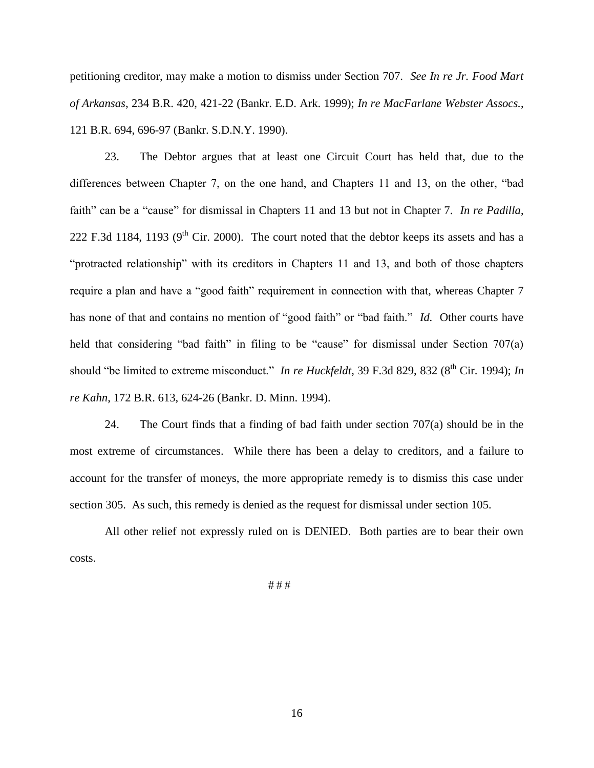petitioning creditor, may make a motion to dismiss under Section 707. *See In re Jr. Food Mart of Arkansas*, 234 B.R. 420, 421-22 (Bankr. E.D. Ark. 1999); *In re MacFarlane Webster Assocs.*, 121 B.R. 694, 696-97 (Bankr. S.D.N.Y. 1990).

23. The Debtor argues that at least one Circuit Court has held that, due to the differences between Chapter 7, on the one hand, and Chapters 11 and 13, on the other, "bad faith" can be a "cause" for dismissal in Chapters 11 and 13 but not in Chapter 7. *In re Padilla*, 222 F.3d 1184, 1193 (9th Cir. 2000). The court noted that the debtor keeps its assets and has a "protracted relationship" with its creditors in Chapters 11 and 13, and both of those chapters require a plan and have a "good faith" requirement in connection with that, whereas Chapter 7 has none of that and contains no mention of "good faith" or "bad faith." *Id.* Other courts have held that considering "bad faith" in filing to be "cause" for dismissal under Section 707(a) should "be limited to extreme misconduct." *In re Huckfeldt*, 39 F.3d 829, 832 (8th Cir. 1994); *In re Kahn*, 172 B.R. 613, 624-26 (Bankr. D. Minn. 1994).

24. The Court finds that a finding of bad faith under section 707(a) should be in the most extreme of circumstances. While there has been a delay to creditors, and a failure to account for the transfer of moneys, the more appropriate remedy is to dismiss this case under section 305. As such, this remedy is denied as the request for dismissal under section 105.

All other relief not expressly ruled on is DENIED. Both parties are to bear their own costs.

# # #